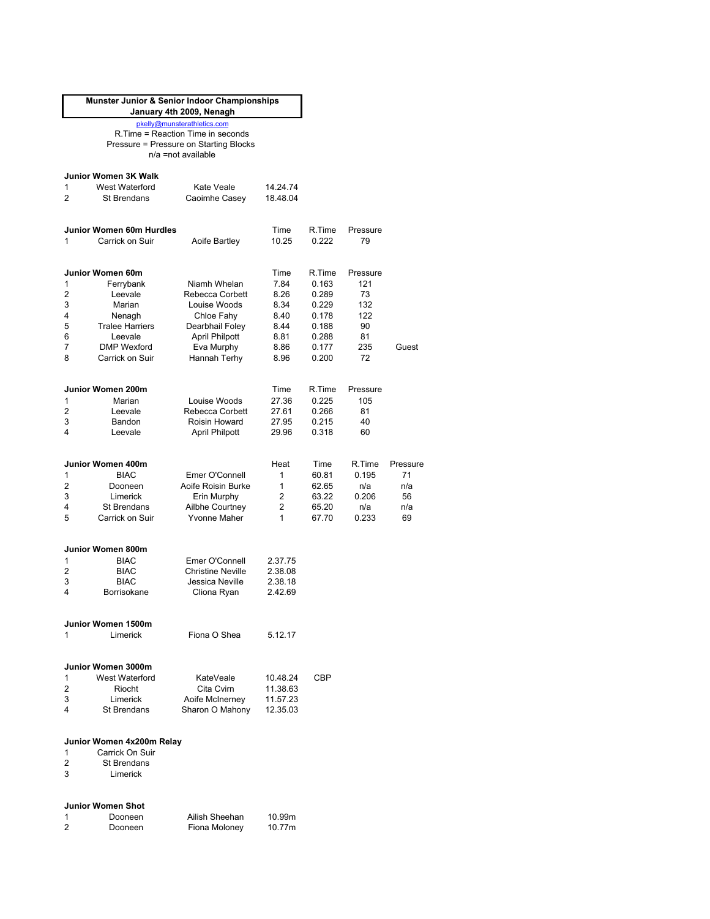**Munster Junior & Senior Indoor Championships**
**January 4th 2009, Nenagh**

pkelly@munsterathletics.com

R.Time = Reaction Time in seconds
Pressure = Pressure on Starting Blocks
n/a =not available

### Junior Women 3K Walk

| | | | |
|---|---|---|---|
| 1 | West Waterford | Kate Veale | 14.24.74 |
| 2 | St Brendans | Caoimhe Casey | 18.48.04 |

### Junior Women 60m Hurdles

| | | | Time | R.Time | Pressure |
|---|---|---|---|---|---|
| 1 | Carrick on Suir | Aoife Bartley | 10.25 | 0.222 | 79 |

### Junior Women 60m

| | | | Time | R.Time | Pressure | |
|---|---|---|---|---|---|---|
| 1 | Ferrybank | Niamh Whelan | 7.84 | 0.163 | 121 | |
| 2 | Leevale | Rebecca Corbett | 8.26 | 0.289 | 73 | |
| 3 | Marian | Louise Woods | 8.34 | 0.229 | 132 | |
| 4 | Nenagh | Chloe Fahy | 8.40 | 0.178 | 122 | |
| 5 | Tralee Harriers | Dearbhail Foley | 8.44 | 0.188 | 90 | |
| 6 | Leevale | April Philpott | 8.81 | 0.288 | 81 | |
| 7 | DMP Wexford | Eva Murphy | 8.86 | 0.177 | 235 | Guest |
| 8 | Carrick on Suir | Hannah Terhy | 8.96 | 0.200 | 72 | |

### Junior Women 200m

| | | | Time | R.Time | Pressure |
|---|---|---|---|---|---|
| 1 | Marian | Louise Woods | 27.36 | 0.225 | 105 |
| 2 | Leevale | Rebecca Corbett | 27.61 | 0.266 | 81 |
| 3 | Bandon | Roisin Howard | 27.95 | 0.215 | 40 |
| 4 | Leevale | April Philpott | 29.96 | 0.318 | 60 |

### Junior Women 400m

| | | | Heat | Time | R.Time | Pressure |
|---|---|---|---|---|---|---|
| 1 | BIAC | Emer O'Connell | 1 | 60.81 | 0.195 | 71 |
| 2 | Dooneen | Aoife Roisin Burke | 1 | 62.65 | n/a | n/a |
| 3 | Limerick | Erin Murphy | 2 | 63.22 | 0.206 | 56 |
| 4 | St Brendans | Ailbhe Courtney | 2 | 65.20 | n/a | n/a |
| 5 | Carrick on Suir | Yvonne Maher | 1 | 67.70 | 0.233 | 69 |

### Junior Women 800m

| | | | |
|---|---|---|---|
| 1 | BIAC | Emer O'Connell | 2.37.75 |
| 2 | BIAC | Christine Neville | 2.38.08 |
| 3 | BIAC | Jessica Neville | 2.38.18 |
| 4 | Borrisokane | Cliona Ryan | 2.42.69 |

### Junior Women 1500m

| | | | |
|---|---|---|---|
| 1 | Limerick | Fiona O Shea | 5.12.17 |

### Junior Women 3000m

| | | | | |
|---|---|---|---|---|
| 1 | West Waterford | KateVeale | 10.48.24 | CBP |
| 2 | Riocht | Cita Cvirn | 11.38.63 | |
| 3 | Limerick | Aoife McInerney | 11.57.23 | |
| 4 | St Brendans | Sharon O Mahony | 12.35.03 | |

### Junior Women 4x200m Relay

| | |
|---|---|
| 1 | Carrick On Suir |
| 2 | St Brendans |
| 3 | Limerick |

### Junior Women Shot

| | | | |
|---|---|---|---|
| 1 | Dooneen | Ailish Sheehan | 10.99m |
| 2 | Dooneen | Fiona Moloney | 10.77m |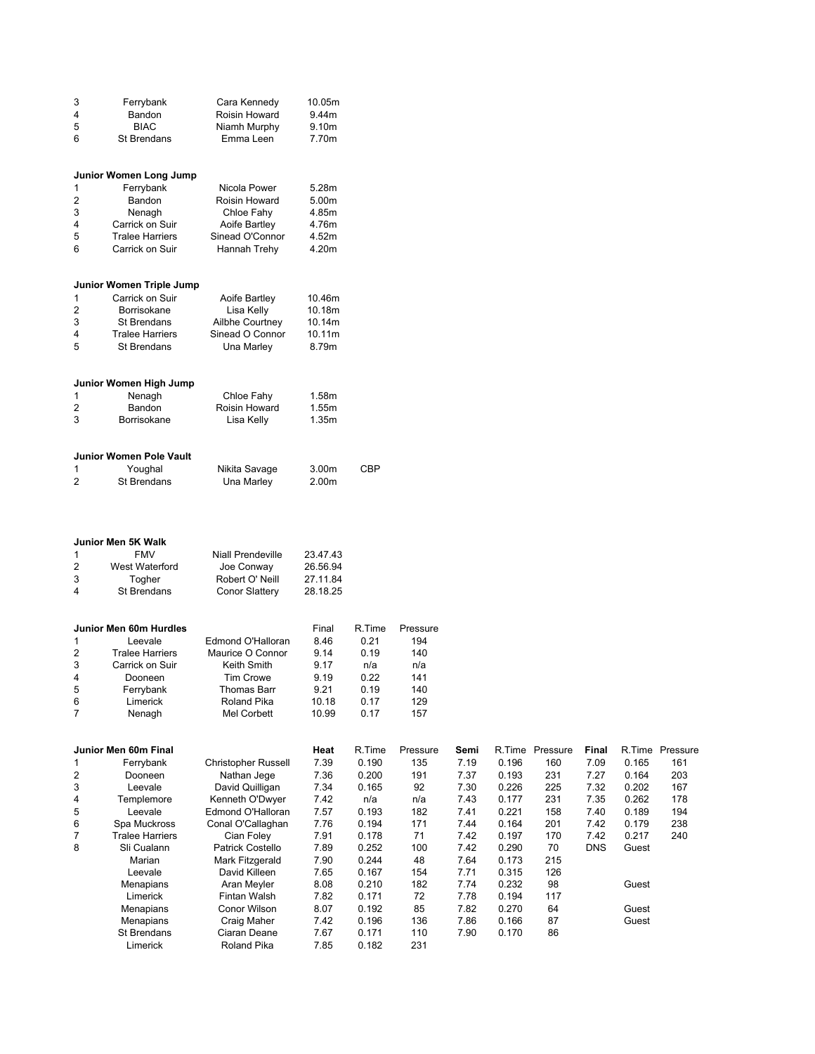| | | | |
|---|---|---|---|
| 3 | Ferrybank | Cara Kennedy | 10.05m |
| 4 | Bandon | Roisin Howard | 9.44m |
| 5 | BIAC | Niamh Murphy | 9.10m |
| 6 | St Brendans | Emma Leen | 7.70m |

**Junior Women Long Jump**

| | | | |
|---|---|---|---|
| 1 | Ferrybank | Nicola Power | 5.28m |
| 2 | Bandon | Roisin Howard | 5.00m |
| 3 | Nenagh | Chloe Fahy | 4.85m |
| 4 | Carrick on Suir | Aoife Bartley | 4.76m |
| 5 | Tralee Harriers | Sinead O'Connor | 4.52m |
| 6 | Carrick on Suir | Hannah Trehy | 4.20m |

**Junior Women Triple Jump**

| | | | |
|---|---|---|---|
| 1 | Carrick on Suir | Aoife Bartley | 10.46m |
| 2 | Borrisokane | Lisa Kelly | 10.18m |
| 3 | St Brendans | Ailbhe Courtney | 10.14m |
| 4 | Tralee Harriers | Sinead O Connor | 10.11m |
| 5 | St Brendans | Una Marley | 8.79m |

**Junior Women High Jump**

| | | | |
|---|---|---|---|
| 1 | Nenagh | Chloe Fahy | 1.58m |
| 2 | Bandon | Roisin Howard | 1.55m |
| 3 | Borrisokane | Lisa Kelly | 1.35m |

**Junior Women Pole Vault**

| | | | | |
|---|---|---|---|---|
| 1 | Youghal | Nikita Savage | 3.00m | CBP |
| 2 | St Brendans | Una Marley | 2.00m | |

**Junior Men 5K Walk**

| | | | |
|---|---|---|---|
| 1 | FMV | Niall Prendeville | 23.47.43 |
| 2 | West Waterford | Joe Conway | 26.56.94 |
| 3 | Togher | Robert O' Neill | 27.11.84 |
| 4 | St Brendans | Conor Slattery | 28.18.25 |

**Junior Men 60m Hurdles**

| | | | Final | R.Time | Pressure |
|---|---|---|---|---|---|
| 1 | Leevale | Edmond O'Halloran | 8.46 | 0.21 | 194 |
| 2 | Tralee Harriers | Maurice O Connor | 9.14 | 0.19 | 140 |
| 3 | Carrick on Suir | Keith Smith | 9.17 | n/a | n/a |
| 4 | Dooneen | Tim Crowe | 9.19 | 0.22 | 141 |
| 5 | Ferrybank | Thomas Barr | 9.21 | 0.19 | 140 |
| 6 | Limerick | Roland Pika | 10.18 | 0.17 | 129 |
| 7 | Nenagh | Mel Corbett | 10.99 | 0.17 | 157 |

**Junior Men 60m Final**

| | | | **Heat** | R.Time | Pressure | **Semi** | R.Time | Pressure | **Final** | R.Time | Pressure |
|---|---|---|---|---|---|---|---|---|---|---|---|
| 1 | Ferrybank | Christopher Russell | 7.39 | 0.190 | 135 | 7.19 | 0.196 | 160 | 7.09 | 0.165 | 161 |
| 2 | Dooneen | Nathan Jege | 7.36 | 0.200 | 191 | 7.37 | 0.193 | 231 | 7.27 | 0.164 | 203 |
| 3 | Leevale | David Quilligan | 7.34 | 0.165 | 92 | 7.30 | 0.226 | 225 | 7.32 | 0.202 | 167 |
| 4 | Templemore | Kenneth O'Dwyer | 7.42 | n/a | n/a | 7.43 | 0.177 | 231 | 7.35 | 0.262 | 178 |
| 5 | Leevale | Edmond O'Halloran | 7.57 | 0.193 | 182 | 7.41 | 0.221 | 158 | 7.40 | 0.189 | 194 |
| 6 | Spa Muckross | Conal O'Callaghan | 7.76 | 0.194 | 171 | 7.44 | 0.164 | 201 | 7.42 | 0.179 | 238 |
| 7 | Tralee Harriers | Cian Foley | 7.91 | 0.178 | 71 | 7.42 | 0.197 | 170 | 7.42 | 0.217 | 240 |
| 8 | Sli Cualann | Patrick Costello | 7.89 | 0.252 | 100 | 7.42 | 0.290 | 70 | DNS | Guest | |
| | Marian | Mark Fitzgerald | 7.90 | 0.244 | 48 | 7.64 | 0.173 | 215 | | | |
| | Leevale | David Killeen | 7.65 | 0.167 | 154 | 7.71 | 0.315 | 126 | | | |
| | Menapians | Aran Meyler | 8.08 | 0.210 | 182 | 7.74 | 0.232 | 98 | | Guest | |
| | Limerick | Fintan Walsh | 7.82 | 0.171 | 72 | 7.78 | 0.194 | 117 | | | |
| | Menapians | Conor Wilson | 8.07 | 0.192 | 85 | 7.82 | 0.270 | 64 | | Guest | |
| | Menapians | Craig Maher | 7.42 | 0.196 | 136 | 7.86 | 0.166 | 87 | | Guest | |
| | St Brendans | Ciaran Deane | 7.67 | 0.171 | 110 | 7.90 | 0.170 | 86 | | | |
| | Limerick | Roland Pika | 7.85 | 0.182 | 231 | | | | | | |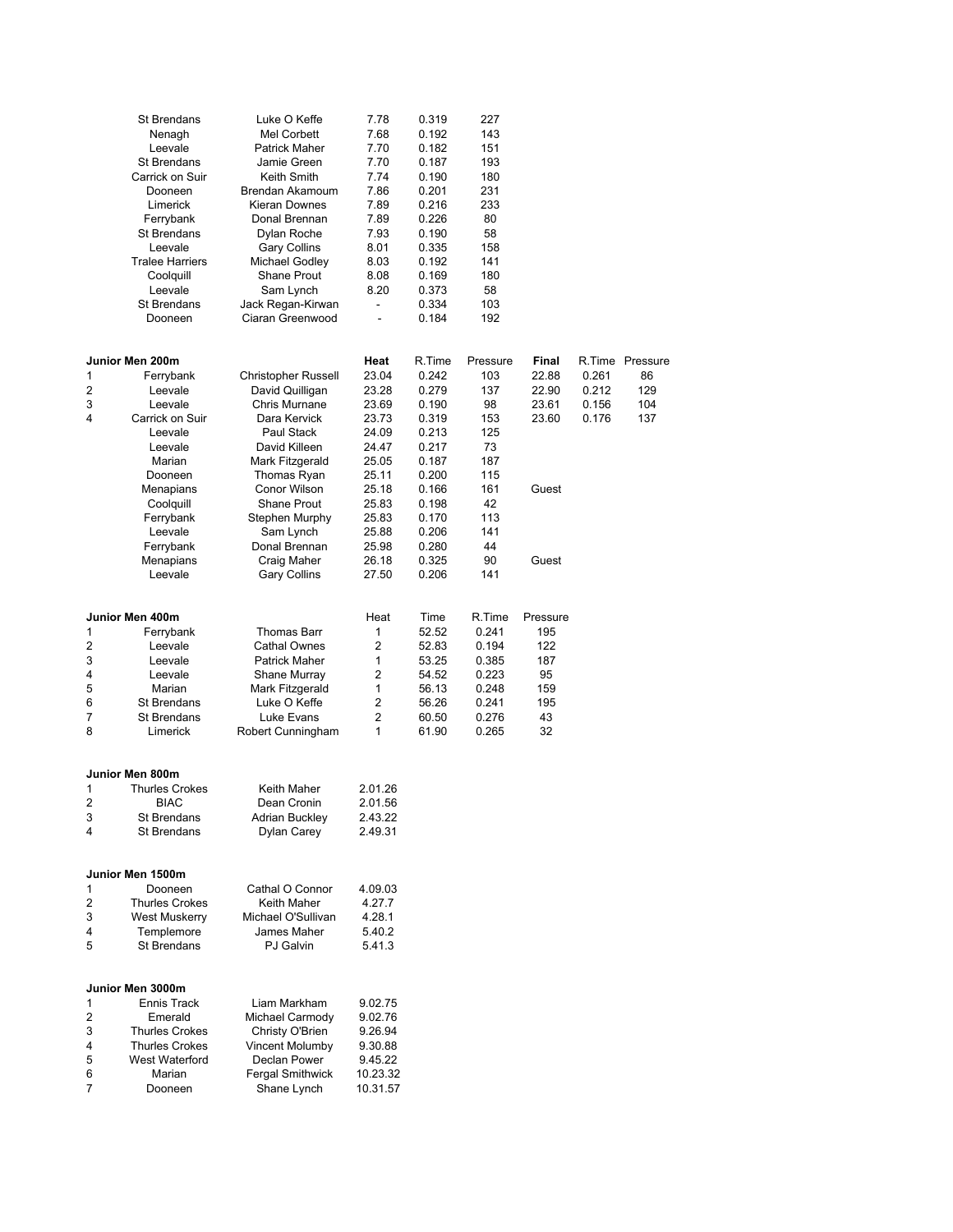| | Club | Name | Time | R.Time | Pressure |
|---|---|---|---|---|---|
| | St Brendans | Luke O Keffe | 7.78 | 0.319 | 227 |
| | Nenagh | Mel Corbett | 7.68 | 0.192 | 143 |
| | Leevale | Patrick Maher | 7.70 | 0.182 | 151 |
| | St Brendans | Jamie Green | 7.70 | 0.187 | 193 |
| | Carrick on Suir | Keith Smith | 7.74 | 0.190 | 180 |
| | Dooneen | Brendan Akamoum | 7.86 | 0.201 | 231 |
| | Limerick | Kieran Downes | 7.89 | 0.216 | 233 |
| | Ferrybank | Donal Brennan | 7.89 | 0.226 | 80 |
| | St Brendans | Dylan Roche | 7.93 | 0.190 | 58 |
| | Leevale | Gary Collins | 8.01 | 0.335 | 158 |
| | Tralee Harriers | Michael Godley | 8.03 | 0.192 | 141 |
| | Coolquill | Shane Prout | 8.08 | 0.169 | 180 |
| | Leevale | Sam Lynch | 8.20 | 0.373 | 58 |
| | St Brendans | Jack Regan-Kirwan | - | 0.334 | 103 |
| | Dooneen | Ciaran Greenwood | - | 0.184 | 192 |

**Junior Men 200m**

| | Club | Name | Heat | R.Time | Pressure | Final | R.Time | Pressure |
|---|---|---|---|---|---|---|---|---|
| 1 | Ferrybank | Christopher Russell | 23.04 | 0.242 | 103 | 22.88 | 0.261 | 86 |
| 2 | Leevale | David Quilligan | 23.28 | 0.279 | 137 | 22.90 | 0.212 | 129 |
| 3 | Leevale | Chris Murnane | 23.69 | 0.190 | 98 | 23.61 | 0.156 | 104 |
| 4 | Carrick on Suir | Dara Kervick | 23.73 | 0.319 | 153 | 23.60 | 0.176 | 137 |
| | Leevale | Paul Stack | 24.09 | 0.213 | 125 | | | |
| | Leevale | David Killeen | 24.47 | 0.217 | 73 | | | |
| | Marian | Mark Fitzgerald | 25.05 | 0.187 | 187 | | | |
| | Dooneen | Thomas Ryan | 25.11 | 0.200 | 115 | | | |
| | Menapians | Conor Wilson | 25.18 | 0.166 | 161 | Guest | | |
| | Coolquill | Shane Prout | 25.83 | 0.198 | 42 | | | |
| | Ferrybank | Stephen Murphy | 25.83 | 0.170 | 113 | | | |
| | Leevale | Sam Lynch | 25.88 | 0.206 | 141 | | | |
| | Ferrybank | Donal Brennan | 25.98 | 0.280 | 44 | | | |
| | Menapians | Craig Maher | 26.18 | 0.325 | 90 | Guest | | |
| | Leevale | Gary Collins | 27.50 | 0.206 | 141 | | | |

**Junior Men 400m**

| | Club | Name | Heat | Time | R.Time | Pressure |
|---|---|---|---|---|---|---|
| 1 | Ferrybank | Thomas Barr | 1 | 52.52 | 0.241 | 195 |
| 2 | Leevale | Cathal Ownes | 2 | 52.83 | 0.194 | 122 |
| 3 | Leevale | Patrick Maher | 1 | 53.25 | 0.385 | 187 |
| 4 | Leevale | Shane Murray | 2 | 54.52 | 0.223 | 95 |
| 5 | Marian | Mark Fitzgerald | 1 | 56.13 | 0.248 | 159 |
| 6 | St Brendans | Luke O Keffe | 2 | 56.26 | 0.241 | 195 |
| 7 | St Brendans | Luke Evans | 2 | 60.50 | 0.276 | 43 |
| 8 | Limerick | Robert Cunningham | 1 | 61.90 | 0.265 | 32 |

**Junior Men 800m**

| | Club | Name | Time |
|---|---|---|---|
| 1 | Thurles Crokes | Keith Maher | 2.01.26 |
| 2 | BIAC | Dean Cronin | 2.01.56 |
| 3 | St Brendans | Adrian Buckley | 2.43.22 |
| 4 | St Brendans | Dylan Carey | 2.49.31 |

**Junior Men 1500m**

| | Club | Name | Time |
|---|---|---|---|
| 1 | Dooneen | Cathal O Connor | 4.09.03 |
| 2 | Thurles Crokes | Keith Maher | 4.27.7 |
| 3 | West Muskerry | Michael O'Sullivan | 4.28.1 |
| 4 | Templemore | James Maher | 5.40.2 |
| 5 | St Brendans | PJ Galvin | 5.41.3 |

**Junior Men 3000m**

| | Club | Name | Time |
|---|---|---|---|
| 1 | Ennis Track | Liam Markham | 9.02.75 |
| 2 | Emerald | Michael Carmody | 9.02.76 |
| 3 | Thurles Crokes | Christy O'Brien | 9.26.94 |
| 4 | Thurles Crokes | Vincent Molumby | 9.30.88 |
| 5 | West Waterford | Declan Power | 9.45.22 |
| 6 | Marian | Fergal Smithwick | 10.23.32 |
| 7 | Dooneen | Shane Lynch | 10.31.57 |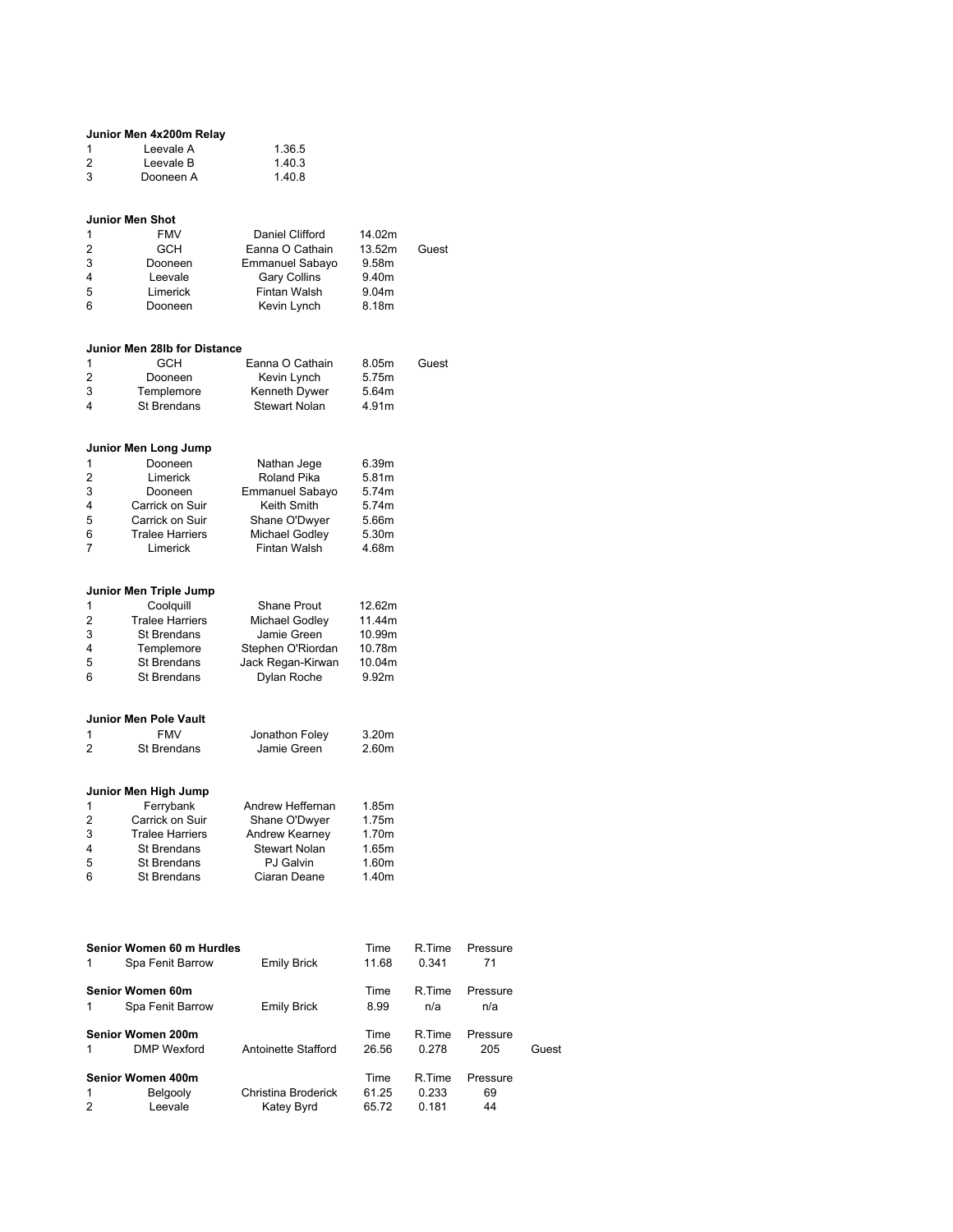### Junior Men 4x200m Relay

| | | |
|---|---|---|
| 1 | Leevale A | 1.36.5 |
| 2 | Leevale B | 1.40.3 |
| 3 | Dooneen A | 1.40.8 |

### Junior Men Shot

| | | | | |
|---|---|---|---|---|
| 1 | FMV | Daniel Clifford | 14.02m | |
| 2 | GCH | Eanna O Cathain | 13.52m | Guest |
| 3 | Dooneen | Emmanuel Sabayo | 9.58m | |
| 4 | Leevale | Gary Collins | 9.40m | |
| 5 | Limerick | Fintan Walsh | 9.04m | |
| 6 | Dooneen | Kevin Lynch | 8.18m | |

### Junior Men 28lb for Distance

| | | | | |
|---|---|---|---|---|
| 1 | GCH | Eanna O Cathain | 8.05m | Guest |
| 2 | Dooneen | Kevin Lynch | 5.75m | |
| 3 | Templemore | Kenneth Dywer | 5.64m | |
| 4 | St Brendans | Stewart Nolan | 4.91m | |

### Junior Men Long Jump

| | | | |
|---|---|---|---|
| 1 | Dooneen | Nathan Jege | 6.39m |
| 2 | Limerick | Roland Pika | 5.81m |
| 3 | Dooneen | Emmanuel Sabayo | 5.74m |
| 4 | Carrick on Suir | Keith Smith | 5.74m |
| 5 | Carrick on Suir | Shane O'Dwyer | 5.66m |
| 6 | Tralee Harriers | Michael Godley | 5.30m |
| 7 | Limerick | Fintan Walsh | 4.68m |

### Junior Men Triple Jump

| | | | |
|---|---|---|---|
| 1 | Coolquill | Shane Prout | 12.62m |
| 2 | Tralee Harriers | Michael Godley | 11.44m |
| 3 | St Brendans | Jamie Green | 10.99m |
| 4 | Templemore | Stephen O'Riordan | 10.78m |
| 5 | St Brendans | Jack Regan-Kirwan | 10.04m |
| 6 | St Brendans | Dylan Roche | 9.92m |

### Junior Men Pole Vault

| | | | |
|---|---|---|---|
| 1 | FMV | Jonathon Foley | 3.20m |
| 2 | St Brendans | Jamie Green | 2.60m |

### Junior Men High Jump

| | | | |
|---|---|---|---|
| 1 | Ferrybank | Andrew Heffernan | 1.85m |
| 2 | Carrick on Suir | Shane O'Dwyer | 1.75m |
| 3 | Tralee Harriers | Andrew Kearney | 1.70m |
| 4 | St Brendans | Stewart Nolan | 1.65m |
| 5 | St Brendans | PJ Galvin | 1.60m |
| 6 | St Brendans | Ciaran Deane | 1.40m |

### Senior Women 60 m Hurdles

| | | | Time | R.Time | Pressure |
|---|---|---|---|---|---|
| 1 | Spa Fenit Barrow | Emily Brick | 11.68 | 0.341 | 71 |

### Senior Women 60m

| | | | Time | R.Time | Pressure |
|---|---|---|---|---|---|
| 1 | Spa Fenit Barrow | Emily Brick | 8.99 | n/a | n/a |

### Senior Women 200m

| | | | Time | R.Time | Pressure | |
|---|---|---|---|---|---|---|
| 1 | DMP Wexford | Antoinette Stafford | 26.56 | 0.278 | 205 | Guest |

### Senior Women 400m

| | | | Time | R.Time | Pressure |
|---|---|---|---|---|---|
| 1 | Belgooly | Christina Broderick | 61.25 | 0.233 | 69 |
| 2 | Leevale | Katey Byrd | 65.72 | 0.181 | 44 |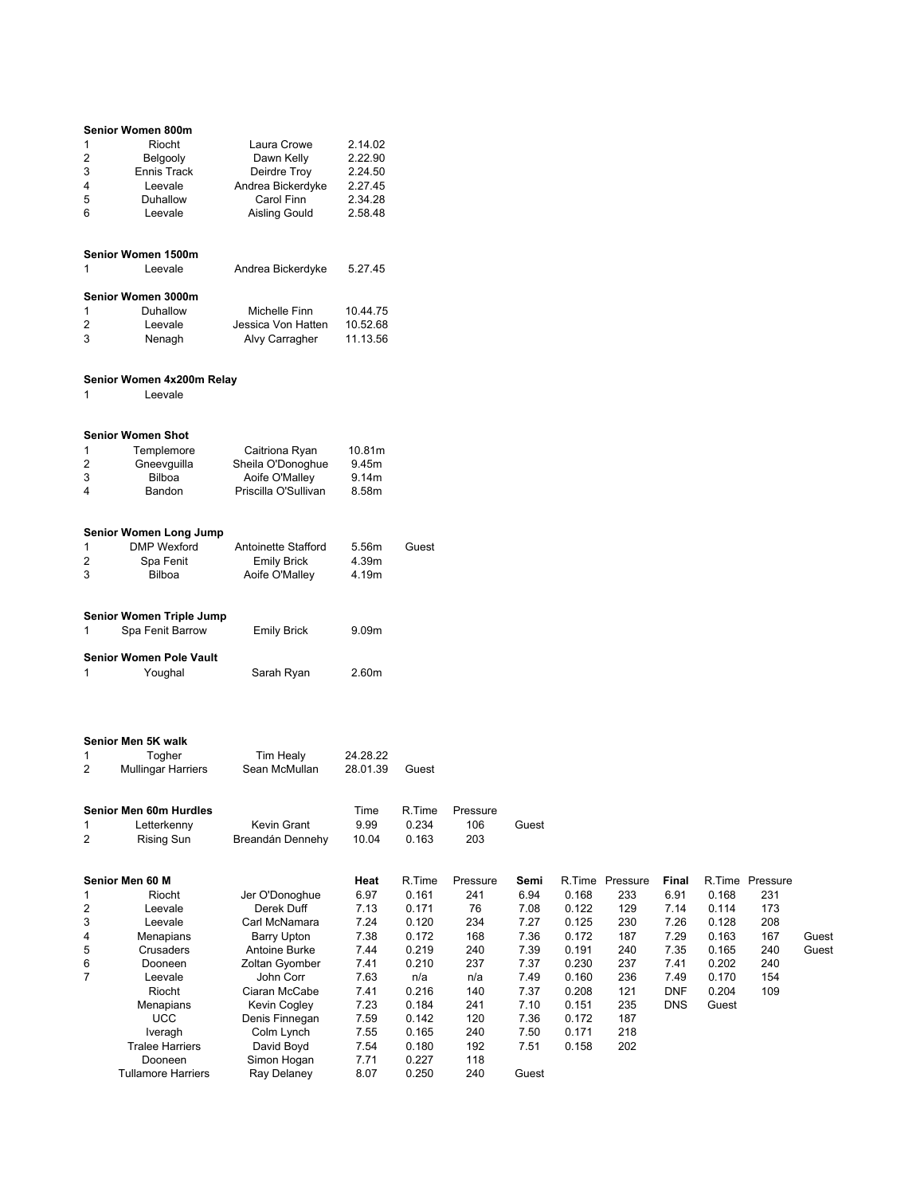### Senior Women 800m

| | | | |
|---|---|---|---|
| 1 | Riocht | Laura Crowe | 2.14.02 |
| 2 | Belgooly | Dawn Kelly | 2.22.90 |
| 3 | Ennis Track | Deirdre Troy | 2.24.50 |
| 4 | Leevale | Andrea Bickerdyke | 2.27.45 |
| 5 | Duhallow | Carol Finn | 2.34.28 |
| 6 | Leevale | Aisling Gould | 2.58.48 |

### Senior Women 1500m

| | | | |
|---|---|---|---|
| 1 | Leevale | Andrea Bickerdyke | 5.27.45 |

### Senior Women 3000m

| | | | |
|---|---|---|---|
| 1 | Duhallow | Michelle Finn | 10.44.75 |
| 2 | Leevale | Jessica Von Hatten | 10.52.68 |
| 3 | Nenagh | Alvy Carragher | 11.13.56 |

### Senior Women 4x200m Relay

| | |
|---|---|
| 1 | Leevale |

### Senior Women Shot

| | | | |
|---|---|---|---|
| 1 | Templemore | Caitriona Ryan | 10.81m |
| 2 | Gneevguilla | Sheila O'Donoghue | 9.45m |
| 3 | Bilboa | Aoife O'Malley | 9.14m |
| 4 | Bandon | Priscilla O'Sullivan | 8.58m |

### Senior Women Long Jump

| | | | | |
|---|---|---|---|---|
| 1 | DMP Wexford | Antoinette Stafford | 5.56m | Guest |
| 2 | Spa Fenit | Emily Brick | 4.39m | |
| 3 | Bilboa | Aoife O'Malley | 4.19m | |

### Senior Women Triple Jump

| | | | |
|---|---|---|---|
| 1 | Spa Fenit Barrow | Emily Brick | 9.09m |

### Senior Women Pole Vault

| | | | |
|---|---|---|---|
| 1 | Youghal | Sarah Ryan | 2.60m |

### Senior Men 5K walk

| | | | | |
|---|---|---|---|---|
| 1 | Togher | Tim Healy | 24.28.22 | |
| 2 | Mullingar Harriers | Sean McMullan | 28.01.39 | Guest |

### Senior Men 60m Hurdles

| | | | Time | R.Time | Pressure | |
|---|---|---|---|---|---|---|
| 1 | Letterkenny | Kevin Grant | 9.99 | 0.234 | 106 | Guest |
| 2 | Rising Sun | Breandán Dennehy | 10.04 | 0.163 | 203 | |

### Senior Men 60 M

| | | | Heat | R.Time | Pressure | Semi | R.Time | Pressure | Final | R.Time | Pressure | |
|---|---|---|---|---|---|---|---|---|---|---|---|---|
| 1 | Riocht | Jer O'Donoghue | 6.97 | 0.161 | 241 | 6.94 | 0.168 | 233 | 6.91 | 0.168 | 231 | |
| 2 | Leevale | Derek Duff | 7.13 | 0.171 | 76 | 7.08 | 0.122 | 129 | 7.14 | 0.114 | 173 | |
| 3 | Leevale | Carl McNamara | 7.24 | 0.120 | 234 | 7.27 | 0.125 | 230 | 7.26 | 0.128 | 208 | |
| 4 | Menapians | Barry Upton | 7.38 | 0.172 | 168 | 7.36 | 0.172 | 187 | 7.29 | 0.163 | 167 | Guest |
| 5 | Crusaders | Antoine Burke | 7.44 | 0.219 | 240 | 7.39 | 0.191 | 240 | 7.35 | 0.165 | 240 | Guest |
| 6 | Dooneen | Zoltan Gyomber | 7.41 | 0.210 | 237 | 7.37 | 0.230 | 237 | 7.41 | 0.202 | 240 | |
| 7 | Leevale | John Corr | 7.63 | n/a | n/a | 7.49 | 0.160 | 236 | 7.49 | 0.170 | 154 | |
| | Riocht | Ciaran McCabe | 7.41 | 0.216 | 140 | 7.37 | 0.208 | 121 | DNF | 0.204 | 109 | |
| | Menapians | Kevin Cogley | 7.23 | 0.184 | 241 | 7.10 | 0.151 | 235 | DNS | Guest | | |
| | UCC | Denis Finnegan | 7.59 | 0.142 | 120 | 7.36 | 0.172 | 187 | | | | |
| | Iveragh | Colm Lynch | 7.55 | 0.165 | 240 | 7.50 | 0.171 | 218 | | | | |
| | Tralee Harriers | David Boyd | 7.54 | 0.180 | 192 | 7.51 | 0.158 | 202 | | | | |
| | Dooneen | Simon Hogan | 7.71 | 0.227 | 118 | | | | | | | |
| | Tullamore Harriers | Ray Delaney | 8.07 | 0.250 | 240 | Guest | | | | | | |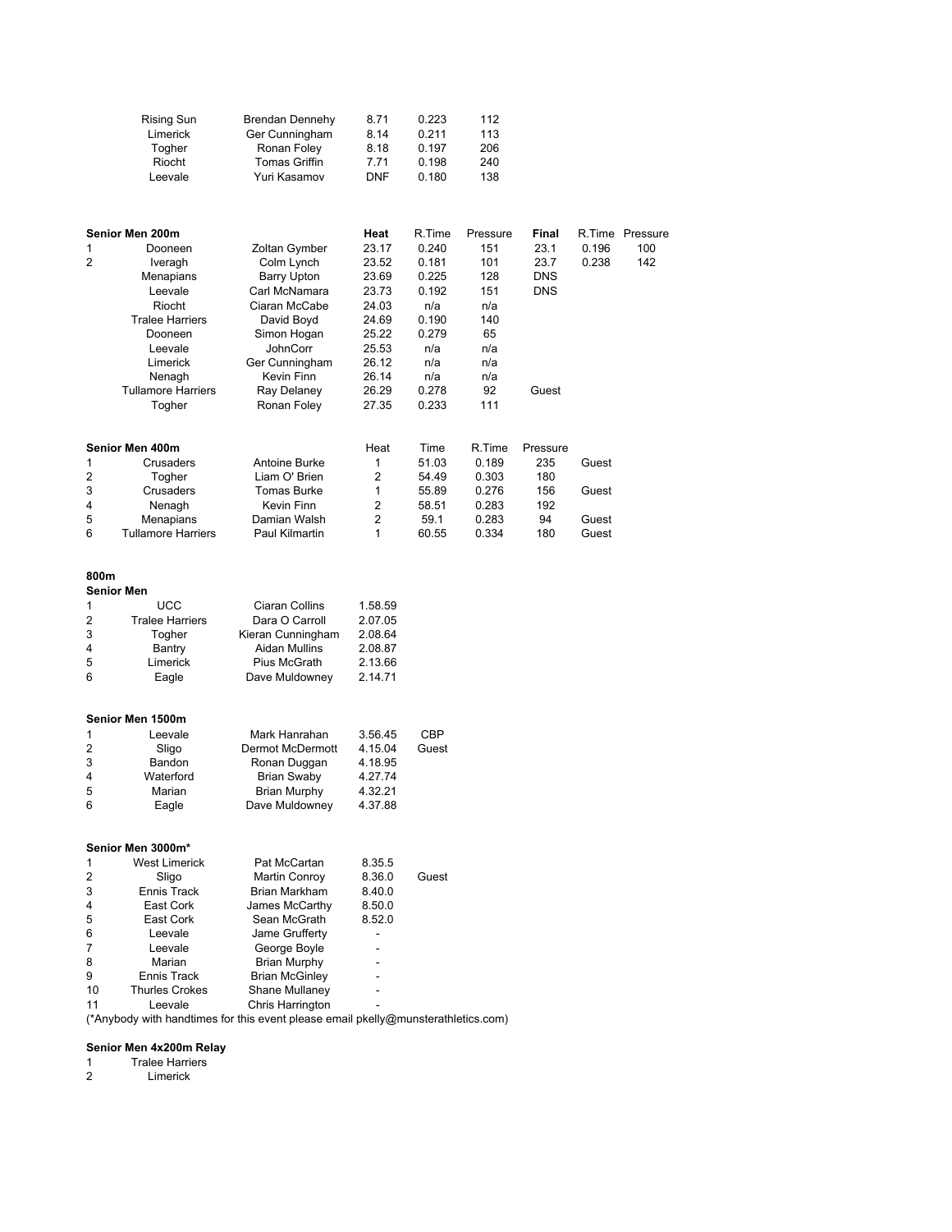| | | | | |
|---|---|---|---|---|
| Rising Sun | Brendan Dennehy | 8.71 | 0.223 | 112 |
| Limerick | Ger Cunningham | 8.14 | 0.211 | 113 |
| Togher | Ronan Foley | 8.18 | 0.197 | 206 |
| Riocht | Tomas Griffin | 7.71 | 0.198 | 240 |
| Leevale | Yuri Kasamov | DNF | 0.180 | 138 |

**Senior Men 200m**

| | | | **Heat** | R.Time | Pressure | **Final** | R.Time | Pressure |
|---|---|---|---|---|---|---|---|---|
| 1 | Dooneen | Zoltan Gymber | 23.17 | 0.240 | 151 | 23.1 | 0.196 | 100 |
| 2 | Iveragh | Colm Lynch | 23.52 | 0.181 | 101 | 23.7 | 0.238 | 142 |
| | Menapians | Barry Upton | 23.69 | 0.225 | 128 | DNS | | |
| | Leevale | Carl McNamara | 23.73 | 0.192 | 151 | DNS | | |
| | Riocht | Ciaran McCabe | 24.03 | n/a | n/a | | | |
| | Tralee Harriers | David Boyd | 24.69 | 0.190 | 140 | | | |
| | Dooneen | Simon Hogan | 25.22 | 0.279 | 65 | | | |
| | Leevale | JohnCorr | 25.53 | n/a | n/a | | | |
| | Limerick | Ger Cunningham | 26.12 | n/a | n/a | | | |
| | Nenagh | Kevin Finn | 26.14 | n/a | n/a | | | |
| | Tullamore Harriers | Ray Delaney | 26.29 | 0.278 | 92 | Guest | | |
| | Togher | Ronan Foley | 27.35 | 0.233 | 111 | | | |

**Senior Men 400m**

| | | | Heat | Time | R.Time | Pressure | |
|---|---|---|---|---|---|---|---|
| 1 | Crusaders | Antoine Burke | 1 | 51.03 | 0.189 | 235 | Guest |
| 2 | Togher | Liam O' Brien | 2 | 54.49 | 0.303 | 180 | |
| 3 | Crusaders | Tomas Burke | 1 | 55.89 | 0.276 | 156 | Guest |
| 4 | Nenagh | Kevin Finn | 2 | 58.51 | 0.283 | 192 | |
| 5 | Menapians | Damian Walsh | 2 | 59.1 | 0.283 | 94 | Guest |
| 6 | Tullamore Harriers | Paul Kilmartin | 1 | 60.55 | 0.334 | 180 | Guest |

**800m**

**Senior Men**

| | | | |
|---|---|---|---|
| 1 | UCC | Ciaran Collins | 1.58.59 |
| 2 | Tralee Harriers | Dara O Carroll | 2.07.05 |
| 3 | Togher | Kieran Cunningham | 2.08.64 |
| 4 | Bantry | Aidan Mullins | 2.08.87 |
| 5 | Limerick | Pius McGrath | 2.13.66 |
| 6 | Eagle | Dave Muldowney | 2.14.71 |

**Senior Men 1500m**

| | | | | |
|---|---|---|---|---|
| 1 | Leevale | Mark Hanrahan | 3.56.45 | CBP |
| 2 | Sligo | Dermot McDermott | 4.15.04 | Guest |
| 3 | Bandon | Ronan Duggan | 4.18.95 | |
| 4 | Waterford | Brian Swaby | 4.27.74 | |
| 5 | Marian | Brian Murphy | 4.32.21 | |
| 6 | Eagle | Dave Muldowney | 4.37.88 | |

**Senior Men 3000m***

| | | | | |
|---|---|---|---|---|
| 1 | West Limerick | Pat McCartan | 8.35.5 | |
| 2 | Sligo | Martin Conroy | 8.36.0 | Guest |
| 3 | Ennis Track | Brian Markham | 8.40.0 | |
| 4 | East Cork | James McCarthy | 8.50.0 | |
| 5 | East Cork | Sean McGrath | 8.52.0 | |
| 6 | Leevale | Jame Grufferty | - | |
| 7 | Leevale | George Boyle | - | |
| 8 | Marian | Brian Murphy | - | |
| 9 | Ennis Track | Brian McGinley | - | |
| 10 | Thurles Crokes | Shane Mullaney | - | |
| 11 | Leevale | Chris Harrington | - | |

(*Anybody with handtimes for this event please email pkelly@munsterathletics.com)

**Senior Men 4x200m Relay**

1 Tralee Harriers
2 Limerick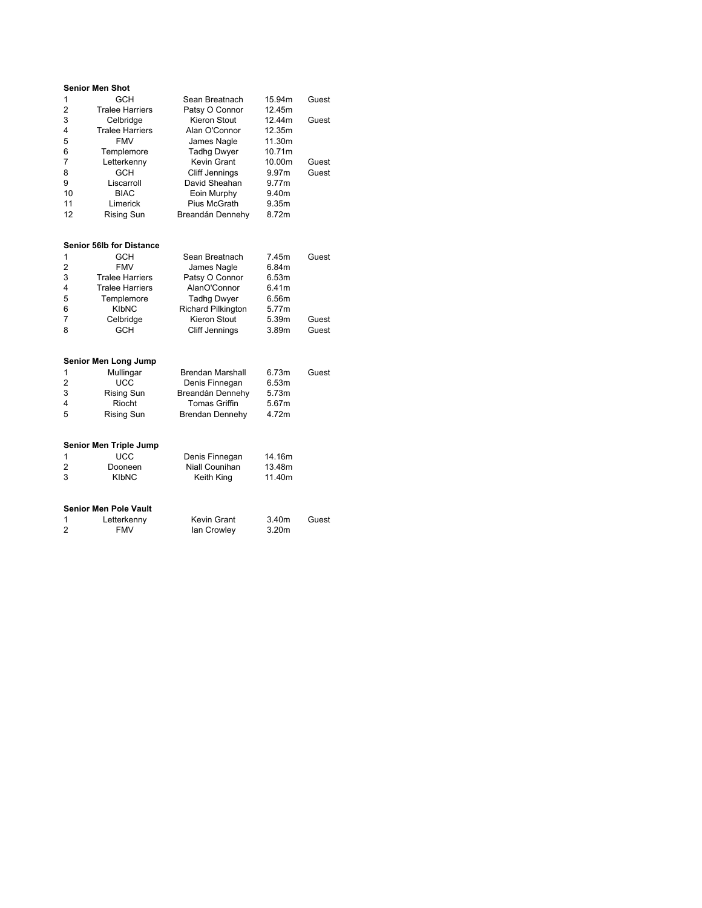**Senior Men Shot**

| | | | | |
|---|---|---|---|---|
| 1 | GCH | Sean Breatnach | 15.94m | Guest |
| 2 | Tralee Harriers | Patsy O Connor | 12.45m | |
| 3 | Celbridge | Kieron Stout | 12.44m | Guest |
| 4 | Tralee Harriers | Alan O'Connor | 12.35m | |
| 5 | FMV | James Nagle | 11.30m | |
| 6 | Templemore | Tadhg Dwyer | 10.71m | |
| 7 | Letterkenny | Kevin Grant | 10.00m | Guest |
| 8 | GCH | Cliff Jennings | 9.97m | Guest |
| 9 | Liscarroll | David Sheahan | 9.77m | |
| 10 | BIAC | Eoin Murphy | 9.40m | |
| 11 | Limerick | Pius McGrath | 9.35m | |
| 12 | Rising Sun | Breandán Dennehy | 8.72m | |

**Senior 56lb for Distance**

| | | | | |
|---|---|---|---|---|
| 1 | GCH | Sean Breatnach | 7.45m | Guest |
| 2 | FMV | James Nagle | 6.84m | |
| 3 | Tralee Harriers | Patsy O Connor | 6.53m | |
| 4 | Tralee Harriers | AlanO'Connor | 6.41m | |
| 5 | Templemore | Tadhg Dwyer | 6.56m | |
| 6 | KIbNC | Richard Pilkington | 5.77m | |
| 7 | Celbridge | Kieron Stout | 5.39m | Guest |
| 8 | GCH | Cliff Jennings | 3.89m | Guest |

**Senior Men Long Jump**

| | | | | |
|---|---|---|---|---|
| 1 | Mullingar | Brendan Marshall | 6.73m | Guest |
| 2 | UCC | Denis Finnegan | 6.53m | |
| 3 | Rising Sun | Breandán Dennehy | 5.73m | |
| 4 | Riocht | Tomas Griffin | 5.67m | |
| 5 | Rising Sun | Brendan Dennehy | 4.72m | |

**Senior Men Triple Jump**

| | | | |
|---|---|---|---|
| 1 | UCC | Denis Finnegan | 14.16m |
| 2 | Dooneen | Niall Counihan | 13.48m |
| 3 | KIbNC | Keith King | 11.40m |

**Senior Men Pole Vault**

| | | | | |
|---|---|---|---|---|
| 1 | Letterkenny | Kevin Grant | 3.40m | Guest |
| 2 | FMV | Ian Crowley | 3.20m | |